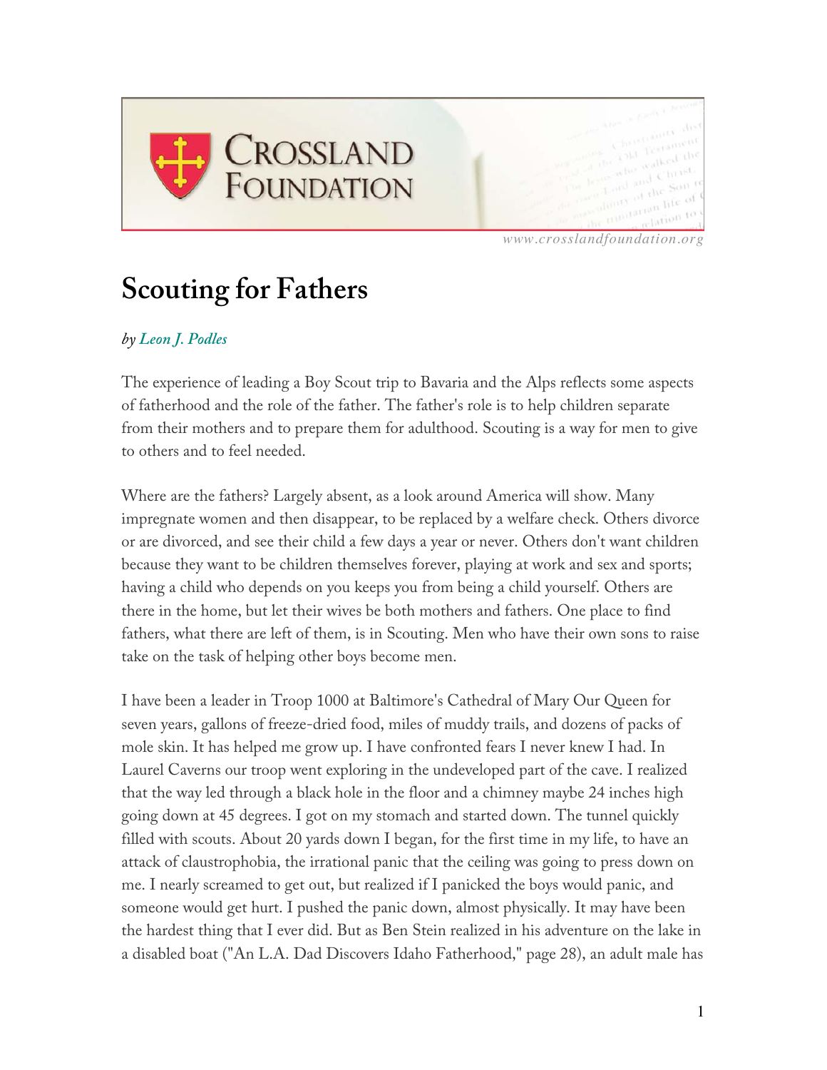# Scouting for Fathers

*by Leon J. Podles*

The experience of leading a Boy Scout trip to Bavaria and the Alps reflects some aspects of fatherhood and the role of the father. The father's role is to help children separate from their mothers and to prepare them for adulthood. Scouting is a way for men to give to others and to feel needed.

Where are the fathers? Largely absent, as a look around America will show. Many impregnate women and then disappear, to be replaced by a welfare check. Others divorce or are divorced, and see their child a few days a year or never. Others don't want children because they want to be children themselves forever, playing at work and sex and sports; having a child who depends on you keeps you from being a child yourself. Others are there in the home, but let their wives be both mothers and fathers. One place to find fathers, what there are left of them, is in Scouting. Men who have their own sons to raise take on the task of helping other boys become men.

I have been a leader in Troop 1000 at Baltimore's Cathedral of Mary Our Queen for seven years, gallons of freeze-dried food, miles of muddy trails, and dozens of packs of mole skin. It has helped me grow up. I have confronted fears I never knew I had. In Laurel Caverns our troop went exploring in the undeveloped part of the cave. I realized that the way led through a black hole in the floor and a chimney maybe 24 inches high going down at 45 degrees. I got on my stomach and started down. The tunnel quickly filled with scouts. About 20 yards down I began, for the first time in my life, to have an attack of claustrophobia, the irrational panic that the ceiling was going to press down on me. I nearly screamed to get out, but realized if I panicked the boys would panic, and someone would get hurt. I pushed the panic down, almost physically. It may have been the hardest thing that I ever did. But as Ben Stein realized in his adventure on the lake in a disabled boat ("An L.A. Dad Discovers Idaho Fatherhood," page 28), an adult male has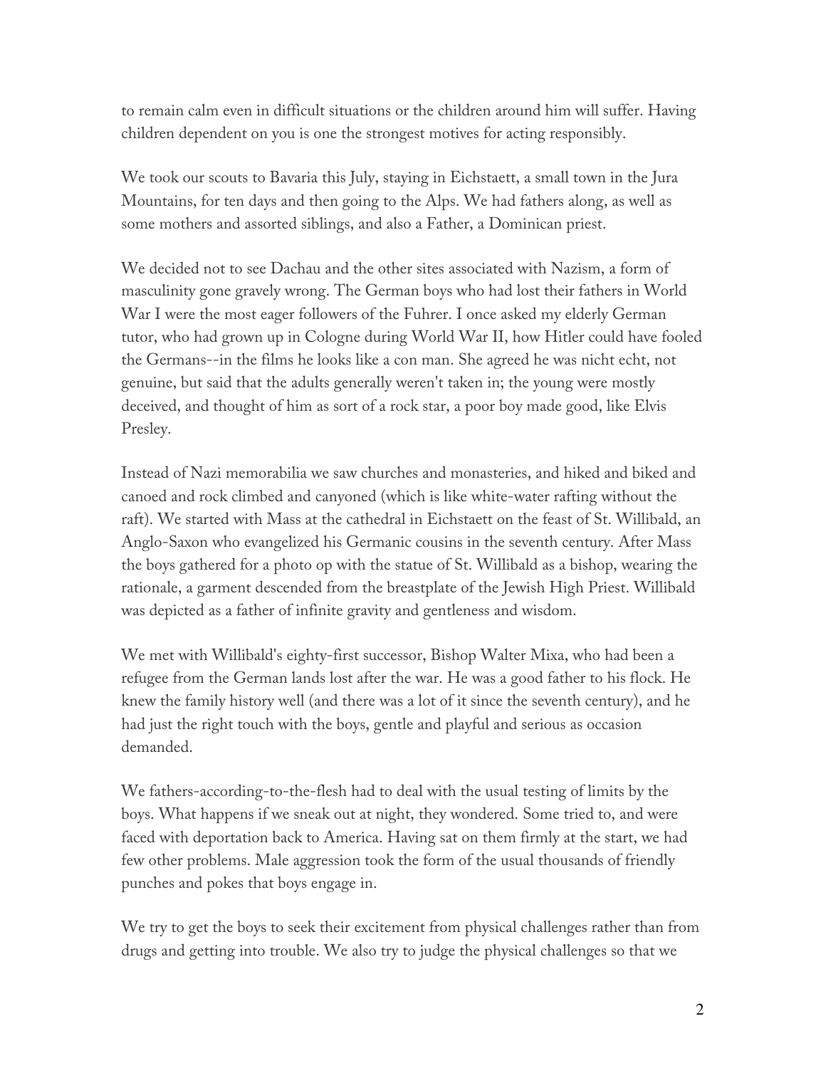to remain calm even in difficult situations or the children around him will suffer. Having children dependent on you is one the strongest motives for acting responsibly.

We took our scouts to Bavaria this July, staying in Eichstaett, a small town in the Jura Mountains, for ten days and then going to the Alps. We had fathers along, as well as some mothers and assorted siblings, and also a Father, a Dominican priest.

We decided not to see Dachau and the other sites associated with Nazism, a form of masculinity gone gravely wrong. The German boys who had lost their fathers in World War I were the most eager followers of the Fuhrer. I once asked my elderly German tutor, who had grown up in Cologne during World War II, how Hitler could have fooled the Germans--in the films he looks like a con man. She agreed he was nicht echt, not genuine, but said that the adults generally weren't taken in; the young were mostly deceived, and thought of him as sort of a rock star, a poor boy made good, like Elvis Presley.

Instead of Nazi memorabilia we saw churches and monasteries, and hiked and biked and canoed and rock climbed and canyoned (which is like white-water rafting without the raft). We started with Mass at the cathedral in Eichstaett on the feast of St. Willibald, an Anglo-Saxon who evangelized his Germanic cousins in the seventh century. After Mass the boys gathered for a photo op with the statue of St. Willibald as a bishop, wearing the rationale, a garment descended from the breastplate of the Jewish High Priest. Willibald was depicted as a father of infinite gravity and gentleness and wisdom.

We met with Willibald's eighty-first successor, Bishop Walter Mixa, who had been a refugee from the German lands lost after the war. He was a good father to his flock. He knew the family history well (and there was a lot of it since the seventh century), and he had just the right touch with the boys, gentle and playful and serious as occasion demanded.

We fathers-according-to-the-flesh had to deal with the usual testing of limits by the boys. What happens if we sneak out at night, they wondered. Some tried to, and were faced with deportation back to America. Having sat on them firmly at the start, we had few other problems. Male aggression took the form of the usual thousands of friendly punches and pokes that boys engage in.

We try to get the boys to seek their excitement from physical challenges rather than from drugs and getting into trouble. We also try to judge the physical challenges so that we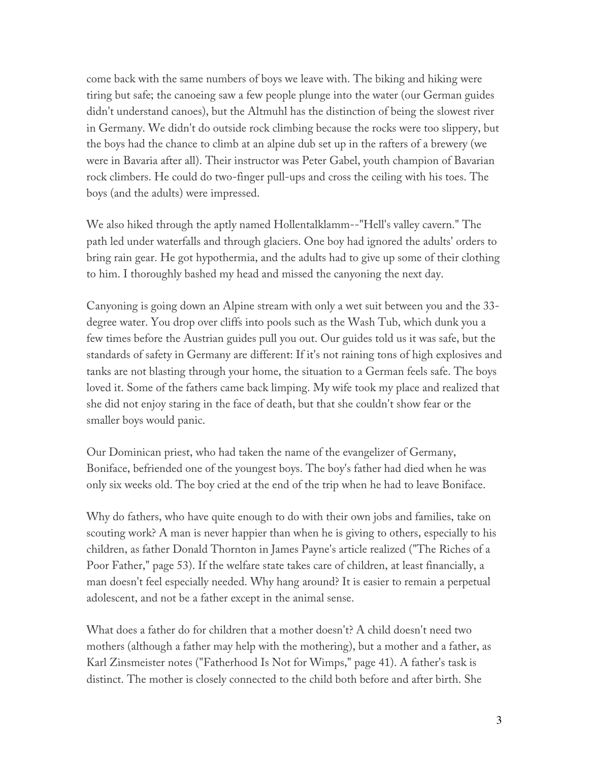come back with the same numbers of boys we leave with. The biking and hiking were tiring but safe; the canoeing saw a few people plunge into the water (our German guides didn't understand canoes), but the Altmuhl has the distinction of being the slowest river in Germany. We didn't do outside rock climbing because the rocks were too slippery, but the boys had the chance to climb at an alpine dub set up in the rafters of a brewery (we were in Bavaria after all). Their instructor was Peter Gabel, youth champion of Bavarian rock climbers. He could do two-finger pull-ups and cross the ceiling with his toes. The boys (and the adults) were impressed.

We also hiked through the aptly named Hollentalklamm--"Hell's valley cavern." The path led under waterfalls and through glaciers. One boy had ignored the adults' orders to bring rain gear. He got hypothermia, and the adults had to give up some of their clothing to him. I thoroughly bashed my head and missed the canyoning the next day.

Canyoning is going down an Alpine stream with only a wet suit between you and the 33-degree water. You drop over cliffs into pools such as the Wash Tub, which dunk you a few times before the Austrian guides pull you out. Our guides told us it was safe, but the standards of safety in Germany are different: If it's not raining tons of high explosives and tanks are not blasting through your home, the situation to a German feels safe. The boys loved it. Some of the fathers came back limping. My wife took my place and realized that she did not enjoy staring in the face of death, but that she couldn't show fear or the smaller boys would panic.

Our Dominican priest, who had taken the name of the evangelizer of Germany, Boniface, befriended one of the youngest boys. The boy's father had died when he was only six weeks old. The boy cried at the end of the trip when he had to leave Boniface.

Why do fathers, who have quite enough to do with their own jobs and families, take on scouting work? A man is never happier than when he is giving to others, especially to his children, as father Donald Thornton in James Payne's article realized ("The Riches of a Poor Father," page 53). If the welfare state takes care of children, at least financially, a man doesn't feel especially needed. Why hang around? It is easier to remain a perpetual adolescent, and not be a father except in the animal sense.

What does a father do for children that a mother doesn't? A child doesn't need two mothers (although a father may help with the mothering), but a mother and a father, as Karl Zinsmeister notes ("Fatherhood Is Not for Wimps," page 41). A father's task is distinct. The mother is closely connected to the child both before and after birth. She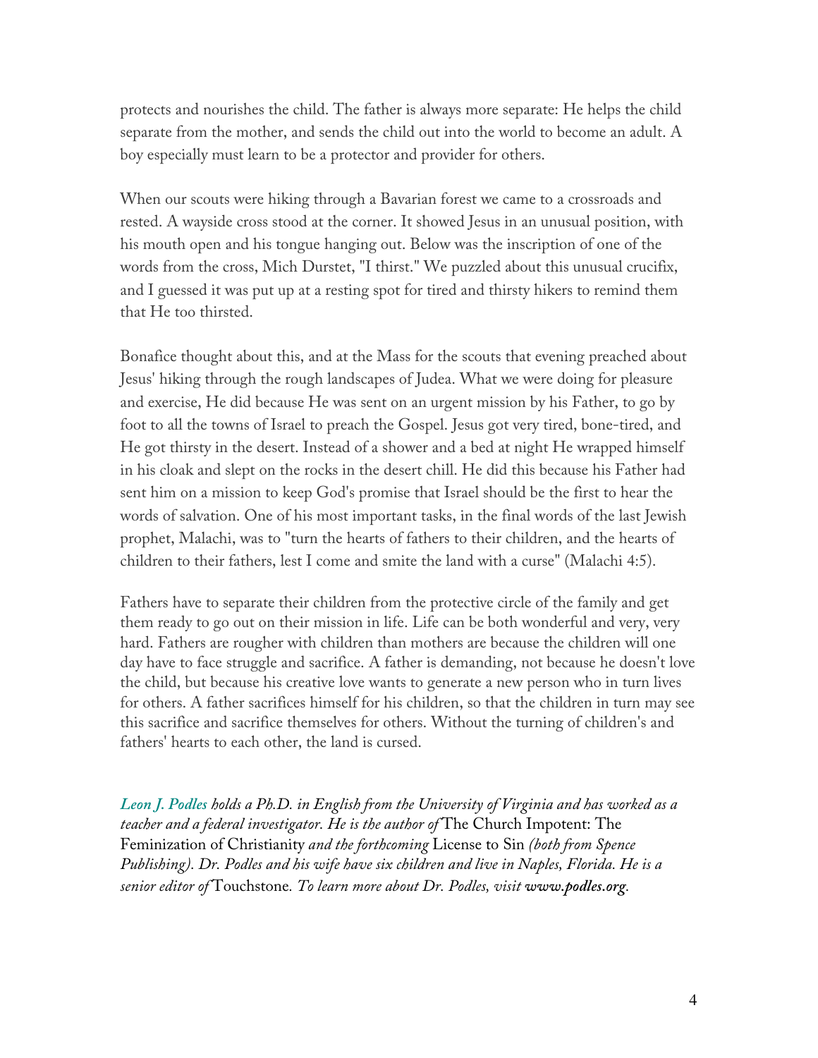protects and nourishes the child. The father is always more separate: He helps the child separate from the mother, and sends the child out into the world to become an adult. A boy especially must learn to be a protector and provider for others.

When our scouts were hiking through a Bavarian forest we came to a crossroads and rested. A wayside cross stood at the corner. It showed Jesus in an unusual position, with his mouth open and his tongue hanging out. Below was the inscription of one of the words from the cross, Mich Durstet, "I thirst." We puzzled about this unusual crucifix, and I guessed it was put up at a resting spot for tired and thirsty hikers to remind them that He too thirsted.

Bonafice thought about this, and at the Mass for the scouts that evening preached about Jesus' hiking through the rough landscapes of Judea. What we were doing for pleasure and exercise, He did because He was sent on an urgent mission by his Father, to go by foot to all the towns of Israel to preach the Gospel. Jesus got very tired, bone-tired, and He got thirsty in the desert. Instead of a shower and a bed at night He wrapped himself in his cloak and slept on the rocks in the desert chill. He did this because his Father had sent him on a mission to keep God's promise that Israel should be the first to hear the words of salvation. One of his most important tasks, in the final words of the last Jewish prophet, Malachi, was to "turn the hearts of fathers to their children, and the hearts of children to their fathers, lest I come and smite the land with a curse" (Malachi 4:5).

Fathers have to separate their children from the protective circle of the family and get them ready to go out on their mission in life. Life can be both wonderful and very, very hard. Fathers are rougher with children than mothers are because the children will one day have to face struggle and sacrifice. A father is demanding, not because he doesn't love the child, but because his creative love wants to generate a new person who in turn lives for others. A father sacrifices himself for his children, so that the children in turn may see this sacrifice and sacrifice themselves for others. Without the turning of children's and fathers' hearts to each other, the land is cursed.

*Leon J. Podles holds a Ph.D. in English from the University of Virginia and has worked as a teacher and a federal investigator. He is the author of* The Church Impotent: The Feminization of Christianity *and the forthcoming* License to Sin *(both from Spence Publishing). Dr. Podles and his wife have six children and live in Naples, Florida. He is a senior editor of* Touchstone. *To learn more about Dr. Podles, visit* ***www.podles.org****.*